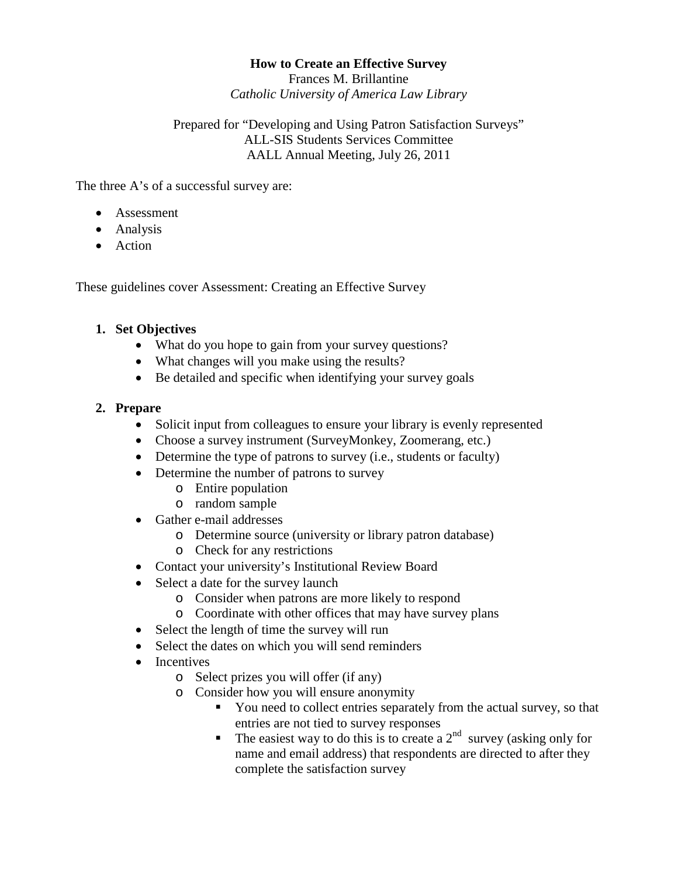# How to Create an Effective Survey

Frances M. Brillantine

*Catholic University of America Law Library*

Prepared for "Developing and Using Patron Satisfaction Surveys"
ALL-SIS Students Services Committee
AALL Annual Meeting, July 26, 2011

The three A's of a successful survey are:

- Assessment
- Analysis
- Action

These guidelines cover Assessment: Creating an Effective Survey

1. **Set Objectives**
   - What do you hope to gain from your survey questions?
   - What changes will you make using the results?
   - Be detailed and specific when identifying your survey goals

2. **Prepare**
   - Solicit input from colleagues to ensure your library is evenly represented
   - Choose a survey instrument (SurveyMonkey, Zoomerang, etc.)
   - Determine the type of patrons to survey (i.e., students or faculty)
   - Determine the number of patrons to survey
     - Entire population
     - random sample
   - Gather e-mail addresses
     - Determine source (university or library patron database)
     - Check for any restrictions
   - Contact your university's Institutional Review Board
   - Select a date for the survey launch
     - Consider when patrons are more likely to respond
     - Coordinate with other offices that may have survey plans
   - Select the length of time the survey will run
   - Select the dates on which you will send reminders
   - Incentives
     - Select prizes you will offer (if any)
     - Consider how you will ensure anonymity
       - You need to collect entries separately from the actual survey, so that entries are not tied to survey responses
       - The easiest way to do this is to create a 2nd survey (asking only for name and email address) that respondents are directed to after they complete the satisfaction survey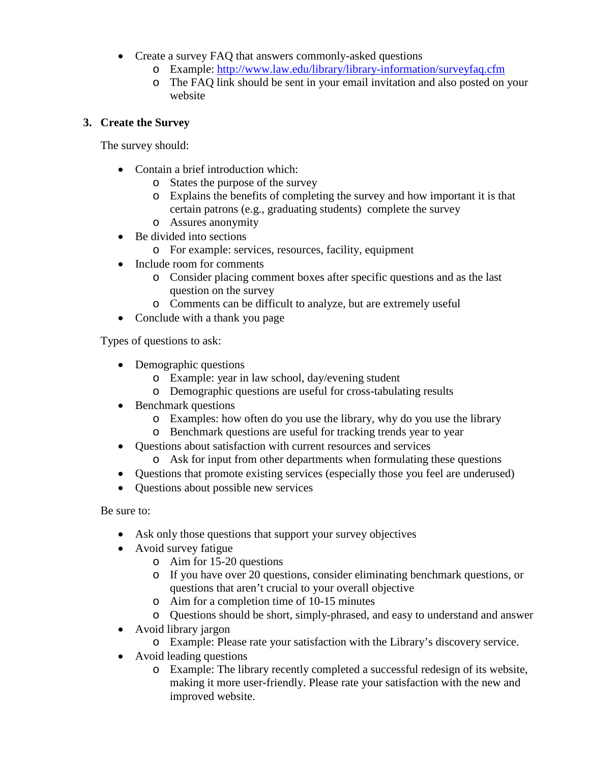- Create a survey FAQ that answers commonly-asked questions
  - Example: http://www.law.edu/library/library-information/surveyfaq.cfm
  - The FAQ link should be sent in your email invitation and also posted on your website

### 3. Create the Survey

The survey should:

- Contain a brief introduction which:
  - States the purpose of the survey
  - Explains the benefits of completing the survey and how important it is that certain patrons (e.g., graduating students) complete the survey
  - Assures anonymity
- Be divided into sections
  - For example: services, resources, facility, equipment
- Include room for comments
  - Consider placing comment boxes after specific questions and as the last question on the survey
  - Comments can be difficult to analyze, but are extremely useful
- Conclude with a thank you page

Types of questions to ask:

- Demographic questions
  - Example: year in law school, day/evening student
  - Demographic questions are useful for cross-tabulating results
- Benchmark questions
  - Examples: how often do you use the library, why do you use the library
  - Benchmark questions are useful for tracking trends year to year
- Questions about satisfaction with current resources and services
  - Ask for input from other departments when formulating these questions
- Questions that promote existing services (especially those you feel are underused)
- Questions about possible new services

Be sure to:

- Ask only those questions that support your survey objectives
- Avoid survey fatigue
  - Aim for 15-20 questions
  - If you have over 20 questions, consider eliminating benchmark questions, or questions that aren't crucial to your overall objective
  - Aim for a completion time of 10-15 minutes
  - Questions should be short, simply-phrased, and easy to understand and answer
- Avoid library jargon
  - Example: Please rate your satisfaction with the Library's discovery service.
- Avoid leading questions
  - Example: The library recently completed a successful redesign of its website, making it more user-friendly. Please rate your satisfaction with the new and improved website.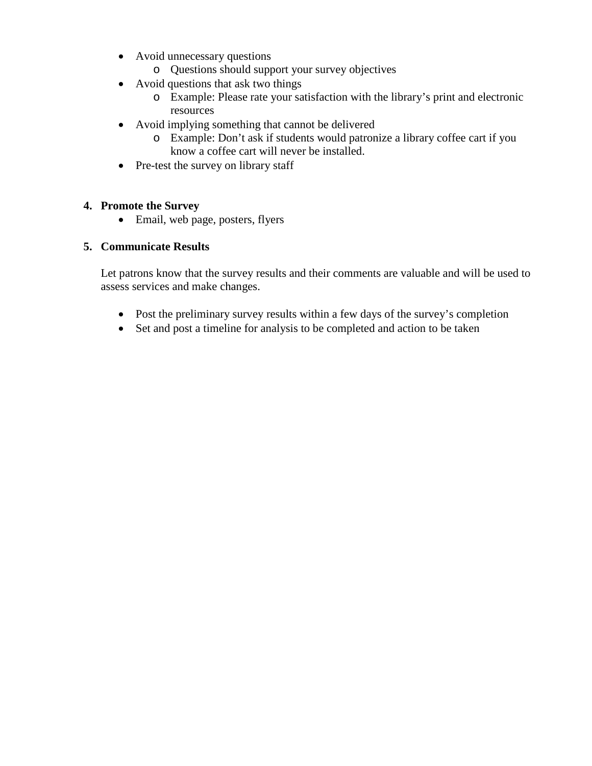- Avoid unnecessary questions
  - Questions should support your survey objectives
- Avoid questions that ask two things
  - Example: Please rate your satisfaction with the library's print and electronic resources
- Avoid implying something that cannot be delivered
  - Example: Don't ask if students would patronize a library coffee cart if you know a coffee cart will never be installed.
- Pre-test the survey on library staff

4. **Promote the Survey**
   - Email, web page, posters, flyers

5. **Communicate Results**

   Let patrons know that the survey results and their comments are valuable and will be used to assess services and make changes.

   - Post the preliminary survey results within a few days of the survey's completion
   - Set and post a timeline for analysis to be completed and action to be taken